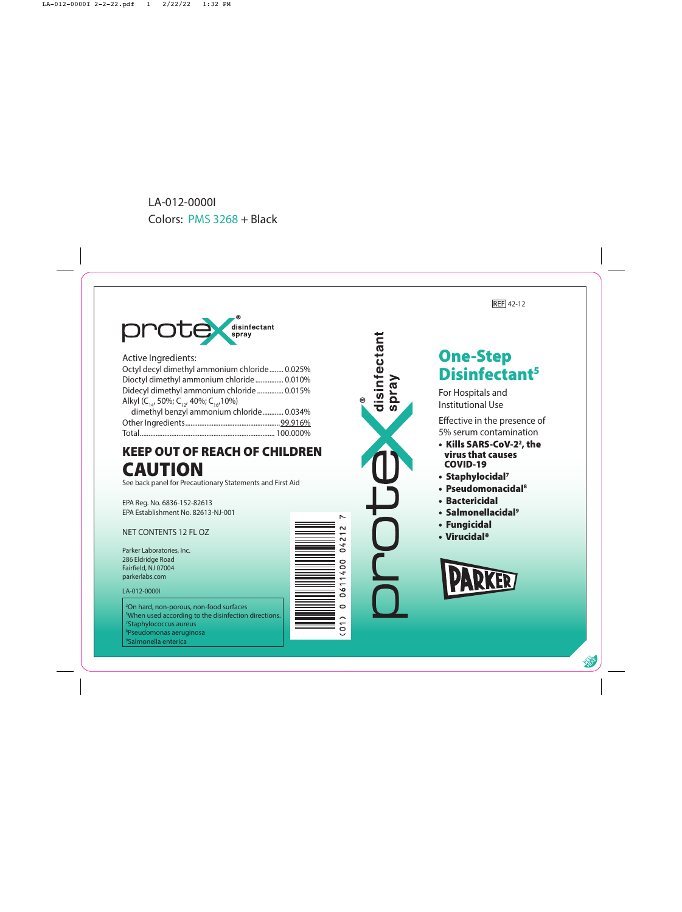LA-012-0000I

Colors: PMS 3268 + Black

REF 42-12

# protex® disinfectant spray

Active Ingredients:

| | |
|---|---|
| Octyl decyl dimethyl ammonium chloride | 0.025% |
| Dioctyl dimethyl ammonium chloride | 0.010% |
| Didecyl dimethyl ammonium chloride | 0.015% |
| Alkyl ($C_{14}$, 50%; $C_{12}$, 40%; $C_{16}$, 10%) dimethyl benzyl ammonium chloride | 0.034% |
| Other Ingredients | 99.916% |
| Total | 100.000% |

## KEEP OUT OF REACH OF CHILDREN

## CAUTION

See back panel for Precautionary Statements and First Aid

EPA Reg. No. 6836-152-82613
EPA Establishment No. 82613-NJ-001

NET CONTENTS 12 FL OZ

Parker Laboratories, Inc.
286 Eldridge Road
Fairfield, NJ 07004
parkerlabs.com

LA-012-0000I

[2]On hard, non-porous, non-food surfaces
[5]When used according to the disinfection directions.
[7]Staphylococcus aureus
[8]Pseudomonas aeruginosa
[9]Salmonella enterica

(01) 0 0611400 04212 7

## One-Step Disinfectant[5]

For Hospitals and Institutional Use

Effective in the presence of 5% serum contamination

- **Kills SARS-CoV-2[2], the virus that causes COVID-19**
- **Staphylocidal[7]**
- **Pseudomonacidal[8]**
- **Bactericidal**
- **Salmonellacidal[9]**
- **Fungicidal**
- **Virucidal***

PARKER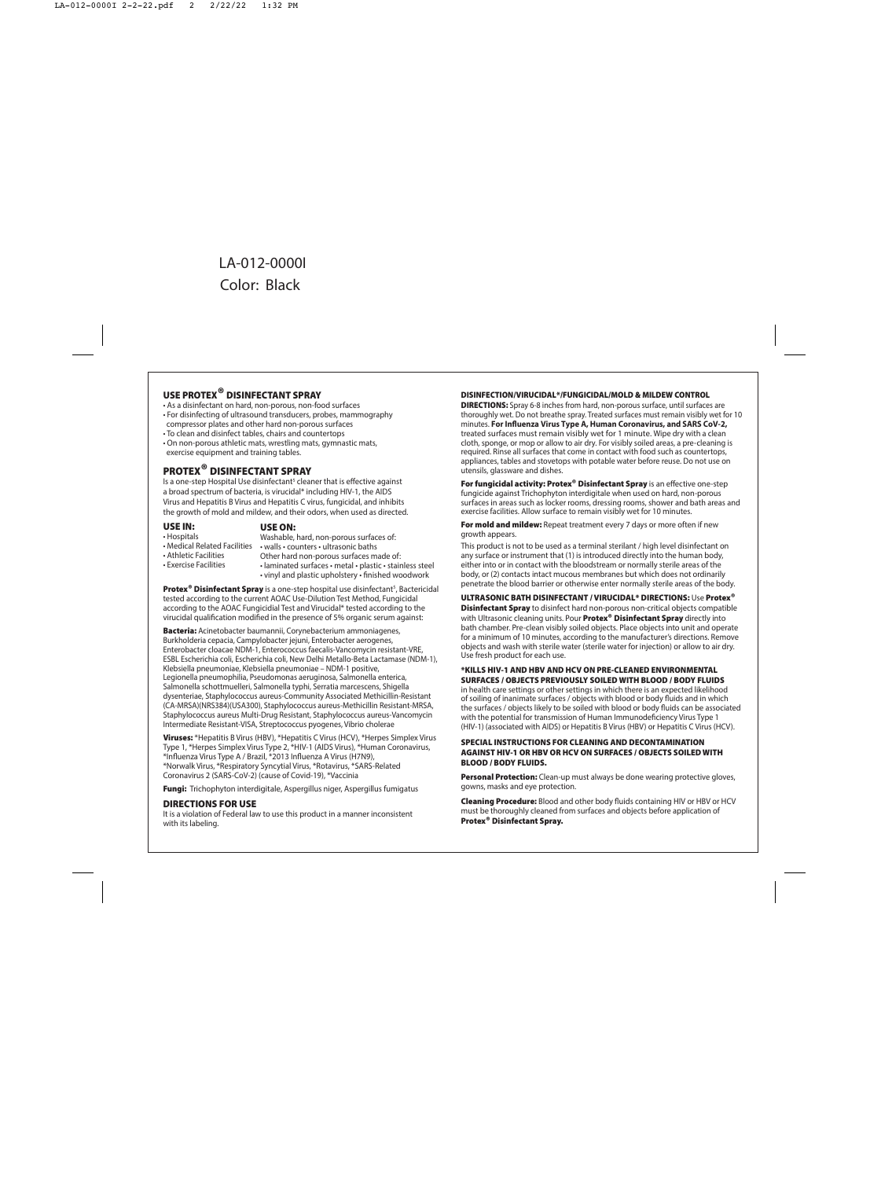LA-012-0000I
Color: Black

## USE PROTEX® DISINFECTANT SPRAY

- As a disinfectant on hard, non-porous, non-food surfaces
- For disinfecting of ultrasound transducers, probes, mammography compressor plates and other hard non-porous surfaces
- To clean and disinfect tables, chairs and countertops
- On non-porous athletic mats, wrestling mats, gymnastic mats, exercise equipment and training tables.

## PROTEX® DISINFECTANT SPRAY

Is a one-step Hospital Use disinfectant[5] cleaner that is effective against a broad spectrum of bacteria, is virucidal* including HIV-1, the AIDS Virus and Hepatitis B Virus and Hepatitis C virus, fungicidal, and inhibits the growth of mold and mildew, and their odors, when used as directed.

**USE IN:**

- Hospitals
- Medical Related Facilities
- Athletic Facilities
- Exercise Facilities

**USE ON:**

Washable, hard, non-porous surfaces of:
• walls • counters • ultrasonic baths
Other hard non-porous surfaces made of:
• laminated surfaces • metal • plastic • stainless steel
• vinyl and plastic upholstery • finished woodwork

**Protex® Disinfectant Spray** is a one-step hospital use disinfectant[5], Bactericidal tested according to the current AOAC Use-Dilution Test Method, Fungicidal according to the AOAC Fungicidial Test and Virucidal* tested according to the virucidal qualification modified in the presence of 5% organic serum against:

**Bacteria:** Acinetobacter baumannii, Corynebacterium ammoniagenes, Burkholderia cepacia, Campylobacter jejuni, Enterobacter aerogenes, Enterobacter cloacae NDM-1, Enterococcus faecalis-Vancomycin resistant-VRE, ESBL Escherichia coli, Escherichia coli, New Delhi Metallo-Beta Lactamase (NDM-1), Klebsiella pneumoniae, Klebsiella pneumoniae – NDM-1 positive, Legionella pneumophilia, Pseudomonas aeruginosa, Salmonella enterica, Salmonella schottmuelleri, Salmonella typhi, Serratia marcescens, Shigella dysenteriae, Staphylococcus aureus-Community Associated Methicillin-Resistant (CA-MRSA)(NRS384)(USA300), Staphylococcus aureus-Methicillin Resistant-MRSA, Staphylococcus aureus Multi-Drug Resistant, Staphylococcus aureus-Vancomycin Intermediate Resistant-VISA, Streptococcus pyogenes, Vibrio cholerae

**Viruses:** *Hepatitis B Virus (HBV), *Hepatitis C Virus (HCV), *Herpes Simplex Virus Type 1, *Herpes Simplex Virus Type 2, *HIV-1 (AIDS Virus), *Human Coronavirus, *Influenza Virus Type A / Brazil, *2013 Influenza A Virus (H7N9), *Norwalk Virus, *Respiratory Syncytial Virus, *Rotavirus, *SARS-Related Coronavirus 2 (SARS-CoV-2) (cause of Covid-19), *Vaccinia

**Fungi:** Trichophyton interdigitale, Aspergillus niger, Aspergillus fumigatus

## DIRECTIONS FOR USE

It is a violation of Federal law to use this product in a manner inconsistent with its labeling.

### DISINFECTION/VIRUCIDAL*/FUNGICIDAL/MOLD & MILDEW CONTROL

**DIRECTIONS:** Spray 6-8 inches from hard, non-porous surface, until surfaces are thoroughly wet. Do not breathe spray. Treated surfaces must remain visibly wet for 10 minutes. **For Influenza Virus Type A, Human Coronavirus, and SARS CoV-2,** treated surfaces must remain visibly wet for 1 minute. Wipe dry with a clean cloth, sponge, or mop or allow to air dry. For visibly soiled areas, a pre-cleaning is required. Rinse all surfaces that come in contact with food such as countertops, appliances, tables and stovetops with potable water before reuse. Do not use on utensils, glassware and dishes.

**For fungicidal activity: Protex® Disinfectant Spray** is an effective one-step fungicide against Trichophyton interdigitale when used on hard, non-porous surfaces in areas such as locker rooms, dressing rooms, shower and bath areas and exercise facilities. Allow surface to remain visibly wet for 10 minutes.

**For mold and mildew:** Repeat treatment every 7 days or more often if new growth appears.

This product is not to be used as a terminal sterilant / high level disinfectant on any surface or instrument that (1) is introduced directly into the human body, either into or in contact with the bloodstream or normally sterile areas of the body, or (2) contacts intact mucous membranes but which does not ordinarily penetrate the blood barrier or otherwise enter normally sterile areas of the body.

**ULTRASONIC BATH DISINFECTANT / VIRUCIDAL* DIRECTIONS:** Use **Protex® Disinfectant Spray** to disinfect hard non-porous non-critical objects compatible with Ultrasonic cleaning units. Pour **Protex® Disinfectant Spray** directly into bath chamber. Pre-clean visibly soiled objects. Place objects into unit and operate for a minimum of 10 minutes, according to the manufacturer's directions. Remove objects and wash with sterile water (sterile water for injection) or allow to air dry. Use fresh product for each use.

**\*KILLS HIV-1 AND HBV AND HCV ON PRE-CLEANED ENVIRONMENTAL SURFACES / OBJECTS PREVIOUSLY SOILED WITH BLOOD / BODY FLUIDS** in health care settings or other settings in which there is an expected likelihood of soiling of inanimate surfaces / objects with blood or body fluids and in which the surfaces / objects likely to be soiled with blood or body fluids can be associated with the potential for transmission of Human Immunodeficiency Virus Type 1 (HIV-1) (associated with AIDS) or Hepatitis B Virus (HBV) or Hepatitis C Virus (HCV).

### SPECIAL INSTRUCTIONS FOR CLEANING AND DECONTAMINATION AGAINST HIV-1 OR HBV OR HCV ON SURFACES / OBJECTS SOILED WITH BLOOD / BODY FLUIDS.

**Personal Protection:** Clean-up must always be done wearing protective gloves, gowns, masks and eye protection.

**Cleaning Procedure:** Blood and other body fluids containing HIV or HBV or HCV must be thoroughly cleaned from surfaces and objects before application of **Protex® Disinfectant Spray.**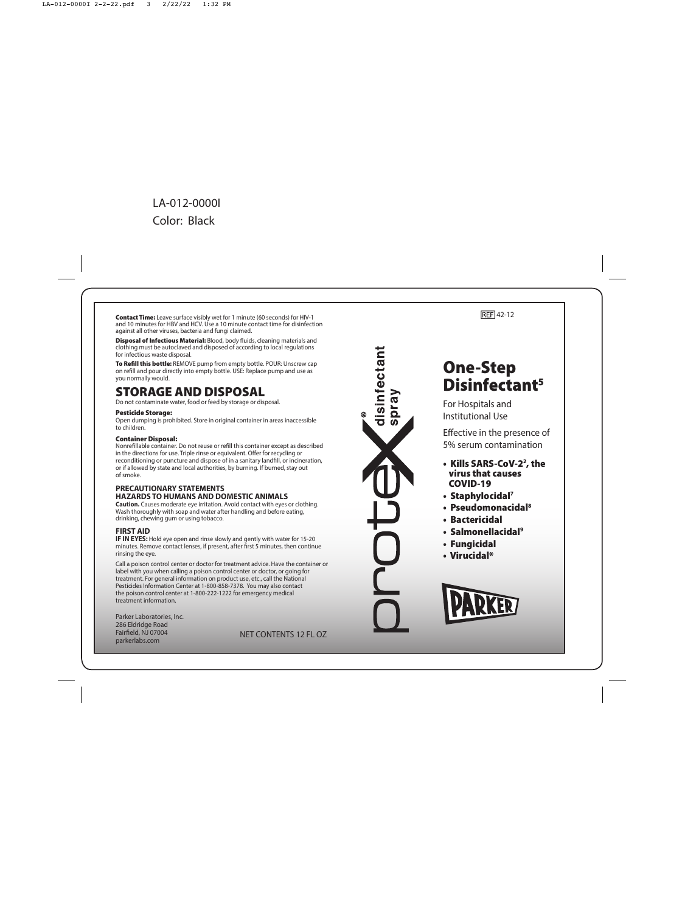LA-012-0000I

Color: Black

**Contact Time:** Leave surface visibly wet for 1 minute (60 seconds) for HIV-1 and 10 minutes for HBV and HCV. Use a 10 minute contact time for disinfection against all other viruses, bacteria and fungi claimed.

**Disposal of Infectious Material:** Blood, body fluids, cleaning materials and clothing must be autoclaved and disposed of according to local regulations for infectious waste disposal.

**To Refill this bottle:** REMOVE pump from empty bottle. POUR: Unscrew cap on refill and pour directly into empty bottle. USE: Replace pump and use as you normally would.

## STORAGE AND DISPOSAL

Do not contaminate water, food or feed by storage or disposal.

**Pesticide Storage:**
Open dumping is prohibited. Store in original container in areas inaccessible to children.

**Container Disposal:**
Nonrefillable container. Do not reuse or refill this container except as described in the directions for use. Triple rinse or equivalent. Offer for recycling or reconditioning or puncture and dispose of in a sanitary landfill, or incineration, or if allowed by state and local authorities, by burning. If burned, stay out of smoke.

### PRECAUTIONARY STATEMENTS
### HAZARDS TO HUMANS AND DOMESTIC ANIMALS

**Caution.** Causes moderate eye irritation. Avoid contact with eyes or clothing. Wash thoroughly with soap and water after handling and before eating, drinking, chewing gum or using tobacco.

### FIRST AID

**IF IN EYES:** Hold eye open and rinse slowly and gently with water for 15-20 minutes. Remove contact lenses, if present, after first 5 minutes, then continue rinsing the eye.

Call a poison control center or doctor for treatment advice. Have the container or label with you when calling a poison control center or doctor, or going for treatment. For general information on product use, etc., call the National Pesticides Information Center at 1-800-858-7378. You may also contact the poison control center at 1-800-222-1222 for emergency medical treatment information.

Parker Laboratories, Inc.
286 Eldridge Road
Fairfield, NJ 07004
parkerlabs.com

NET CONTENTS 12 FL OZ

protex® disinfectant spray

REF 42-12

# One-Step Disinfectant[5]

For Hospitals and Institutional Use

Effective in the presence of 5% serum contamination

- **Kills SARS-CoV-2[2], the virus that causes COVID-19**
- **Staphylocidal[7]**
- **Pseudomonacidal[8]**
- **Bactericidal**
- **Salmonellacidal[9]**
- **Fungicidal**
- **Virucidal***

PARKER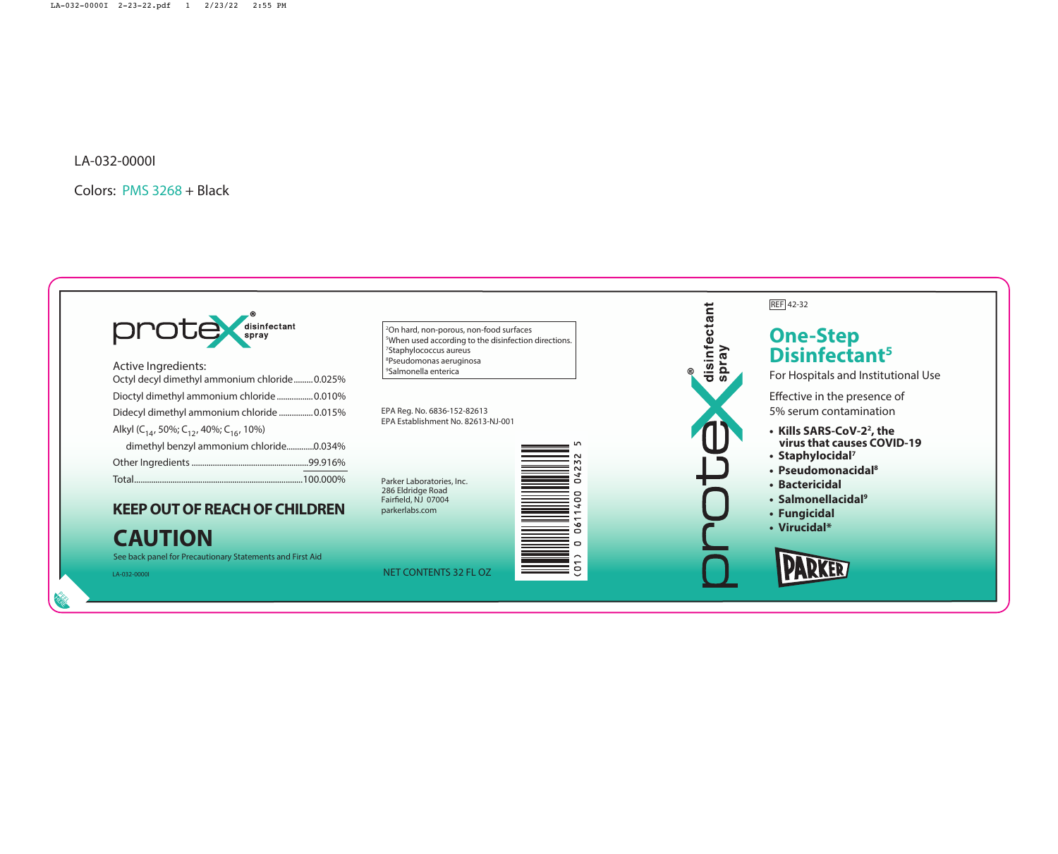LA-032-0000I

Colors: PMS 3268 + Black

protex® disinfectant spray

Active Ingredients:

| | |
|---|---|
| Octyl decyl dimethyl ammonium chloride | 0.025% |
| Dioctyl dimethyl ammonium chloride | 0.010% |
| Didecyl dimethyl ammonium chloride | 0.015% |
| Alkyl ($C_{14}$, 50%; $C_{12}$, 40%; $C_{16}$, 10%) dimethyl benzyl ammonium chloride | 0.034% |
| Other Ingredients | 99.916% |
| Total | 100.000% |

## KEEP OUT OF REACH OF CHILDREN

## CAUTION

See back panel for Precautionary Statements and First Aid

LA-032-0000I

[2] On hard, non-porous, non-food surfaces
[5] When used according to the disinfection directions.
[7] Staphylococcus aureus
[8] Pseudomonas aeruginosa
[9] Salmonella enterica

EPA Reg. No. 6836-152-82613
EPA Establishment No. 82613-NJ-001

Parker Laboratories, Inc.
286 Eldridge Road
Fairfield, NJ 07004
parkerlabs.com

NET CONTENTS 32 FL OZ

(01) 0 0611400 04232 5

protex® disinfectant spray

REF 42-32

## One-Step Disinfectant[5]

For Hospitals and Institutional Use

Effective in the presence of 5% serum contamination

- **Kills SARS-CoV-2[2], the virus that causes COVID-19**
- **Staphylocidal[7]**
- **Pseudomonacidal[8]**
- **Bactericidal**
- **Salmonellacidal[9]**
- **Fungicidal**
- **Virucidal***

PARKER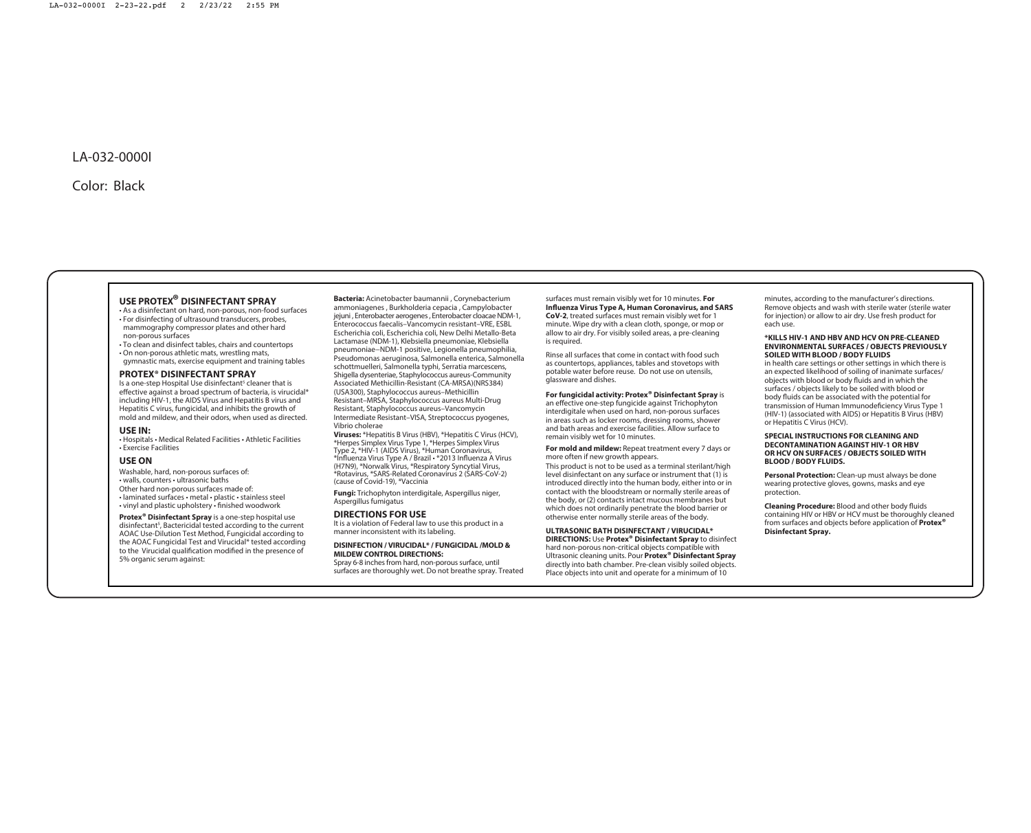LA-032-0000I

Color: Black

## USE PROTEX® DISINFECTANT SPRAY

- As a disinfectant on hard, non-porous, non-food surfaces
- For disinfecting of ultrasound transducers, probes, mammography compressor plates and other hard non-porous surfaces
- To clean and disinfect tables, chairs and countertops
- On non-porous athletic mats, wrestling mats, gymnastic mats, exercise equipment and training tables

## PROTEX® DISINFECTANT SPRAY

Is a one-step Hospital Use disinfectant§ cleaner that is effective against a broad spectrum of bacteria, is virucidal* including HIV-1, the AIDS Virus and Hepatitis B virus and Hepatitis C virus, fungicidal, and inhibits the growth of mold and mildew, and their odors, when used as directed.

## USE IN:

• Hospitals • Medical Related Facilities • Athletic Facilities • Exercise Facilities

## USE ON

Washable, hard, non-porous surfaces of:
• walls, counters • ultrasonic baths
Other hard non-porous surfaces made of:
• laminated surfaces • metal • plastic • stainless steel
• vinyl and plastic upholstery • finished woodwork

**Protex® Disinfectant Spray** is a one-step hospital use disinfectant§, Bactericidal tested according to the current AOAC Use-Dilution Test Method, Fungicidal according to the AOAC Fungicidal Test and Virucidal* tested according to the Virucidal qualification modified in the presence of 5% organic serum against:

**Bacteria:** Acinetobacter baumannii , Corynebacterium ammoniagenes , Burkholderia cepacia , Campylobacter jejuni , Enterobacter aerogenes , Enterobacter cloacae NDM-1, Enterococcus faecalis–Vancomycin resistant–VRE, ESBL Escherichia coli, Escherichia coli, New Delhi Metallo-Beta Lactamase (NDM-1), Klebsiella pneumoniae, Klebsiella pneumoniae–NDM-1 positive, Legionella pneumophilia, Pseudomonas aeruginosa, Salmonella enterica, Salmonella schottmuelleri, Salmonella typhi, Serratia marcescens, Shigella dysenteriae, Staphylococcus aureus-Community Associated Methicillin-Resistant (CA-MRSA)(NRS384) (USA300), Staphylococcus aureus–Methicillin Resistant–MRSA, Staphylococcus aureus Multi-Drug Resistant, Staphylococcus aureus–Vancomycin Intermediate Resistant–VISA, Streptococcus pyogenes, Vibrio cholerae

**Viruses:** *Hepatitis B Virus (HBV), *Hepatitis C Virus (HCV), *Herpes Simplex Virus Type 1, *Herpes Simplex Virus Type 2, *HIV-1 (AIDS Virus), *Human Coronavirus, *Influenza Virus Type A / Brazil • *2013 Influenza A Virus (H7N9), *Norwalk Virus, *Respiratory Syncytial Virus, *Rotavirus, *SARS-Related Coronavirus 2 (SARS-CoV-2) (cause of Covid-19), *Vaccinia

**Fungi:** Trichophyton interdigitale, Aspergillus niger, Aspergillus fumigatus

## DIRECTIONS FOR USE

It is a violation of Federal law to use this product in a manner inconsistent with its labeling.

### DISINFECTION / VIRUCIDAL* / FUNGICIDAL /MOLD & MILDEW CONTROL DIRECTIONS:

Spray 6-8 inches from hard, non-porous surface, until surfaces are thoroughly wet. Do not breathe spray. Treated surfaces must remain visibly wet for 10 minutes. **For Influenza Virus Type A, Human Coronavirus, and SARS CoV-2**, treated surfaces must remain visibly wet for 1 minute. Wipe dry with a clean cloth, sponge, or mop or allow to air dry. For visibly soiled areas, a pre-cleaning is required.

Rinse all surfaces that come in contact with food such as countertops, appliances, tables and stovetops with potable water before reuse. Do not use on utensils, glassware and dishes.

**For fungicidal activity: Protex® Disinfectant Spray** is an effective one-step fungicide against Trichophyton interdigitale when used on hard, non-porous surfaces in areas such as locker rooms, dressing rooms, shower and bath areas and exercise facilities. Allow surface to remain visibly wet for 10 minutes.

**For mold and mildew:** Repeat treatment every 7 days or more often if new growth appears.

This product is not to be used as a terminal sterilant/high level disinfectant on any surface or instrument that (1) is introduced directly into the human body, either into or in contact with the bloodstream or normally sterile areas of the body, or (2) contacts intact mucous membranes but which does not ordinarily penetrate the blood barrier or otherwise enter normally sterile areas of the body.

**ULTRASONIC BATH DISINFECTANT / VIRUCIDAL\* DIRECTIONS:** Use **Protex® Disinfectant Spray** to disinfect hard non-porous non-critical objects compatible with Ultrasonic cleaning units. Pour **Protex® Disinfectant Spray** directly into bath chamber. Pre-clean visibly soiled objects. Place objects into unit and operate for a minimum of 10 minutes, according to the manufacturer's directions. Remove objects and wash with sterile water (sterile water for injection) or allow to air dry. Use fresh product for each use.

### *KILLS HIV-1 AND HBV AND HCV ON PRE-CLEANED ENVIRONMENTAL SURFACES / OBJECTS PREVIOUSLY SOILED WITH BLOOD / BODY FLUIDS

in health care settings or other settings in which there is an expected likelihood of soiling of inanimate surfaces/ objects with blood or body fluids and in which the surfaces / objects likely to be soiled with blood or body fluids can be associated with the potential for transmission of Human Immunodeficiency Virus Type 1 (HIV-1) (associated with AIDS) or Hepatitis B Virus (HBV) or Hepatitis C Virus (HCV).

### SPECIAL INSTRUCTIONS FOR CLEANING AND DECONTAMINATION AGAINST HIV-1 OR HBV OR HCV ON SURFACES / OBJECTS SOILED WITH BLOOD / BODY FLUIDS.

**Personal Protection:** Clean-up must always be done wearing protective gloves, gowns, masks and eye protection.

**Cleaning Procedure:** Blood and other body fluids containing HIV or HBV or HCV must be thoroughly cleaned from surfaces and objects before application of **Protex® Disinfectant Spray.**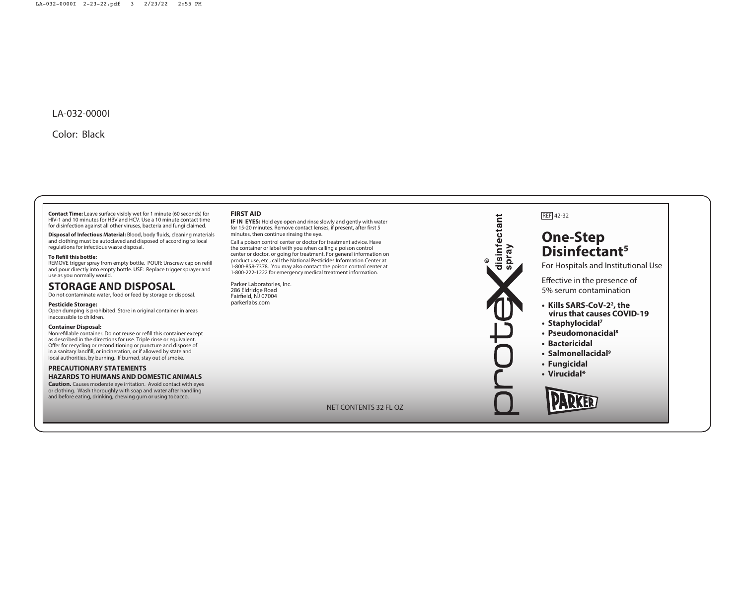LA-032-0000I

Color: Black

**Contact Time:** Leave surface visibly wet for 1 minute (60 seconds) for HIV-1 and 10 minutes for HBV and HCV. Use a 10 minute contact time for disinfection against all other viruses, bacteria and fungi claimed.

**Disposal of Infectious Material:** Blood, body fluids, cleaning materials and clothing must be autoclaved and disposed of according to local regulations for infectious waste disposal.

**To Refill this bottle:**
REMOVE trigger spray from empty bottle. POUR: Unscrew cap on refill and pour directly into empty bottle. USE: Replace trigger sprayer and use as you normally would.

## STORAGE AND DISPOSAL

Do not contaminate water, food or feed by storage or disposal.

**Pesticide Storage:**
Open dumping is prohibited. Store in original container in areas inaccessible to children.

**Container Disposal:**
Nonrefillable container. Do not reuse or refill this container except as described in the directions for use. Triple rinse or equivalent. Offer for recycling or reconditioning or puncture and dispose of in a sanitary landfill, or incineration, or if allowed by state and local authorities, by burning. If burned, stay out of smoke.

**PRECAUTIONARY STATEMENTS**

**HAZARDS TO HUMANS AND DOMESTIC ANIMALS**

**Caution.** Causes moderate eye irritation. Avoid contact with eyes or clothing. Wash thoroughly with soap and water after handling and before eating, drinking, chewing gum or using tobacco.

**FIRST AID**

**IF IN EYES:** Hold eye open and rinse slowly and gently with water for 15-20 minutes. Remove contact lenses, if present, after first 5 minutes, then continue rinsing the eye.

Call a poison control center or doctor for treatment advice. Have the container or label with you when calling a poison control center or doctor, or going for treatment. For general information on product use, etc., call the National Pesticides Information Center at 1-800-858-7378. You may also contact the poison control center at 1-800-222-1222 for emergency medical treatment information.

Parker Laboratories, Inc.
286 Eldridge Road
Fairfield, NJ 07004
parkerlabs.com

NET CONTENTS 32 FL OZ

protex® disinfectant spray

REF 42-32

# One-Step Disinfectant[5]

For Hospitals and Institutional Use

Effective in the presence of 5% serum contamination

- **Kills SARS-CoV-2[2], the virus that causes COVID-19**
- **Staphylocidal[7]**
- **Pseudomonacidal[8]**
- **Bactericidal**
- **Salmonellacidal[9]**
- **Fungicidal**
- **Virucidal***

PARKER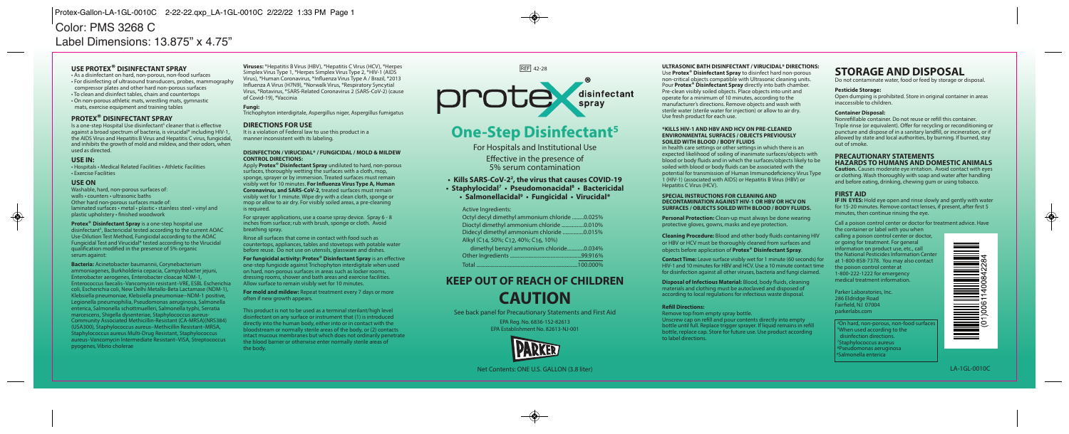Protex-Gallon-LA-1GL-0010C 2-22-22.qxp_LA-1GL-0010C 2/22/22 1:33 PM Page 1

Color: PMS 3268 C
Label Dimensions: 13.875" x 4.75"

## USE PROTEX® DISINFECTANT SPRAY

- As a disinfectant on hard, non-porous, non-food surfaces
- For disinfecting of ultrasound transducers, probes, mammography compressor plates and other hard non-porous surfaces
- To clean and disinfect tables, chairs and countertops
- On non-porous athletic mats, wrestling mats, gymnastic mats, exercise equipment and training tables

## PROTEX® DISINFECTANT SPRAY

Is a one-step Hospital Use disinfectant[1] cleaner that is effective against a broad spectrum of bacteria, is virucidal* including HIV-1, the AIDS Virus and Hepatitis B Virus and Hepatitis C virus, fungicidal, and inhibits the growth of mold and mildew, and their odors, when used as directed.

## USE IN:

- Hospitals • Medical Related Facilities • Athletic Facilities
- Exercise Facilities

## USE ON

Washable, hard, non-porous surfaces of:
walls • counters • ultrasonic baths
Other hard non-porous surfaces made of:
laminated surfaces • metal • plastic • stainless steel • vinyl and plastic upholstery • finished woodwork

**Protex® Disinfectant Spray** is a one-step hospital use disinfectant[5], Bactericidal tested according to the current AOAC Use-Dilution Test Method, Fungicidal according to the AOAC Fungicidal Test and Virucidal* tested according to the Virucidal qualification modified in the presence of 5% organic serum against:

**Bacteria:** Acinetobacter baumannii, Corynebacterium ammoniagenes, Burkholderia cepacia, Campylobacter jejuni, Enterobacter aerogenes, Enterobacter cloacae NDM-1, Enterococcus faecalis–Vancomycin resistant–VRE, ESBL Escherichia coli, Escherichia coli, New Delhi Metallo-Beta Lactamase (NDM-1), Klebsiella pneumoniae, Klebsiella pneumoniae–NDM-1 positive, Legionella pneumophila, Pseudomonas aeruginosa, Salmonella enterica, Salmonella schottmuelleri, Salmonella typhi, Serratia marcescens, Shigella dysenteriae, Staphylococcus aureus–Community Associated Methicillin-Resistant (CA-MRSA)(NRS384) (USA300), Staphylococcus aureus–Methicillin Resistant–MRSA, Staphylococcus aureus Multi-Drug Resistant, Staphylococcus aureus–Vancomycin Intermediate Resistant–VISA, Streptococcus pyogenes, Vibrio cholerae

**Viruses:** *Hepatitis B Virus (HBV), *Hepatitis C Virus (HCV), *Herpes Simplex Virus Type 1, *Herpes Simplex Virus Type 2, *HIV-1 (AIDS Virus), *Human Coronavirus, *Influenza Virus Type A / Brazil, *2013 Influenza A Virus (H7N9), *Norwalk Virus, *Respiratory Syncytial Virus, *Rotavirus, *SARS-Related Coronavirus 2 (SARS-CoV-2) (cause of Covid-19), *Vaccinia

**Fungi:**
Trichophyton interdigitale, Aspergillus niger, Aspergillus fumigatus

## DIRECTIONS FOR USE

It is a violation of Federal law to use this product in a manner inconsistent with its labeling.

### DISINFECTION / VIRUCIDAL* / FUNGICIDAL / MOLD & MILDEW CONTROL DIRECTIONS:

Apply **Protex® Disinfectant Spray** undiluted to hard, non-porous surfaces, thoroughly wetting the surfaces with a cloth, mop, sponge, sprayer or by immersion. Treated surfaces must remain visibly wet for 10 minutes. **For Influenza Virus Type A, Human Coronavirus, and SARS-CoV-2,** treated surfaces must remain visibly wet for 1 minute. Wipe dry with a clean cloth, sponge or mop or allow to air dry. For visibly soiled areas, a pre-cleaning is required.

For sprayer applications, use a coarse spray device. Spray 6 - 8 inches from surface; rub with brush, sponge or cloth. Avoid breathing spray.

Rinse all surfaces that come in contact with food such as countertops, appliances, tables and stovetops with potable water before reuse. Do not use on utensils, glassware and dishes.

**For fungicidal activity: Protex® Disinfectant Spray** is an effective one-step fungicide against Trichophyton interdigitale when used on hard, non-porous surfaces in areas such as locker rooms, dressing rooms, shower and bath areas and exercise facilities. Allow surface to remain visibly wet for 10 minutes.

**For mold and mildew:** Repeat treatment every 7 days or more often if new growth appears.

This product is not to be used as a terminal sterilant/high level disinfectant on any surface or instrument that (1) is introduced directly into the human body, either into or in contact with the bloodstream or normally sterile areas of the body, or (2) contacts intact mucous membranes but which does not ordinarily penetrate the blood barrier or otherwise enter normally sterile areas of the body.

REF 42-28

# protex® disinfectant spray

# One-Step Disinfectant[5]

For Hospitals and Institutional Use

Effective in the presence of
5% serum contamination

- **Kills SARS-CoV-2[2], the virus that causes COVID-19**
- **Staphylocidal[7] • Pseudomonacidal[8] • Bactericidal**
- **Salmonellacidal[9] • Fungicidal • Virucidal***

| Active Ingredients: | |
|---|---|
| Octyl decyl dimethyl ammonium chloride | 0.025% |
| Dioctyl dimethyl ammonium chloride | 0.010% |
| Didecyl dimethyl ammonium chloride | 0.015% |
| Alkyl ($C_{14}$, 50%; $C_{12}$, 40%; $C_{16}$, 10%) dimethyl benzyl ammonium chloride | 0.034% |
| Other Ingredients | 99.916% |
| Total | 100.000% |

# KEEP OUT OF REACH OF CHILDREN

# CAUTION

See back panel for Precautionary Statements and First Aid

EPA Reg. No. 6836-152-82613
EPA Establishment No. 82613-NJ-001

PARKER

Net Contents: ONE U.S. GALLON (3.8 liter)

### ULTRASONIC BATH DISINFECTANT / VIRUCIDAL* DIRECTIONS:

Use **Protex® Disinfectant Spray** to disinfect hard non-porous non-critical objects compatible with Ultrasonic cleaning units. Pour **Protex® Disinfectant Spray** directly into bath chamber. Pre-clean visibly soiled objects. Place objects into unit and operate for a minimum of 10 minutes, according to the manufacturer's directions. Remove objects and wash with sterile water (sterile water for injection) or allow to air dry. Use fresh product for each use.

### *KILLS HIV-1 AND HBV AND HCV ON PRE-CLEANED ENVIRONMENTAL SURFACES / OBJECTS PREVIOUSLY SOILED WITH BLOOD / BODY FLUIDS

in health care settings or other settings in which there is an expected likelihood of soiling of inanimate surfaces/objects with blood or body fluids and in which the surfaces/objects likely to be soiled with blood or body fluids can be associated with the potential for transmission of Human Immunodeficiency Virus Type 1 (HIV-1) (associated with AIDS) or Hepatitis B Virus (HBV) or Hepatitis C Virus (HCV).

### SPECIAL INSTRUCTIONS FOR CLEANING AND DECONTAMINATION AGAINST HIV-1 OR HBV OR HCV ON SURFACES / OBJECTS SOILED WITH BLOOD / BODY FLUIDS.

**Personal Protection:** Clean-up must always be done wearing protective gloves, gowns, masks and eye protection.

**Cleaning Procedure:** Blood and other body fluids containing HIV or HBV or HCV must be thoroughly cleaned from surfaces and objects before application of **Protex® Disinfectant Spray**.

**Contact Time:** Leave surface visibly wet for 1 minute (60 seconds) for HIV-1 and 10 minutes for HBV and HCV. Use a 10 minute contact time for disinfection against all other viruses, bacteria and fungi claimed.

**Disposal of Infectious Material:** Blood, body fluids, cleaning materials and clothing must be autoclaved and disposed of according to local regulations for infectious waste disposal.

**Refill Directions:**
Remove top from empty spray bottle.
Unscrew cap on refill and pour contents directly into empty bottle until full. Replace trigger sprayer. If liquid remains in refill bottle, replace cap. Store for future use. Use product according to label directions.

## STORAGE AND DISPOSAL

Do not contaminate water, food or feed by storage or disposal.

**Pesticide Storage:**
Open dumping is prohibited. Store in original container in areas inaccessible to children.

**Container Disposal:**
Nonrefillable container. Do not reuse or refill this container. Triple rinse (or equivalent). Offer for recycling or reconditioning or puncture and dispose of in a sanitary landfill, or incineration, or if allowed by state and local authorities, by burning. If burned, stay out of smoke.

## PRECAUTIONARY STATEMENTS
## HAZARDS TO HUMANS AND DOMESTIC ANIMALS

**Caution.** Causes moderate eye irritation. Avoid contact with eyes or clothing. Wash thoroughly with soap and water after handling and before eating, drinking, chewing gum or using tobacco.

## FIRST AID

**IF IN EYES:** Hold eye open and rinse slowly and gently with water for 15-20 minutes. Remove contact lenses, if present, after first 5 minutes, then continue rinsing the eye.

Call a poison control center or doctor for treatment advice. Have the container or label with you when calling a poison control center or doctor, or going for treatment. For general information on product use, etc., call the National Pesticides Information Center at 1-800-858-7378. You may also contact the poison control center at 1-800-222-1222 for emergency medical treatment information.

Parker Laboratories, Inc.
286 Eldridge Road
Fairfield, NJ 07004
parkerlabs.com

(01)00611400842284

[1]On hard, non-porous, non-food surfaces
[5]When used according to the disinfection directions.
[7]Staphylococcus aureus
[8]Pseudomonas aeruginosa
[9]Salmonella enterica

LA-1GL-0010C